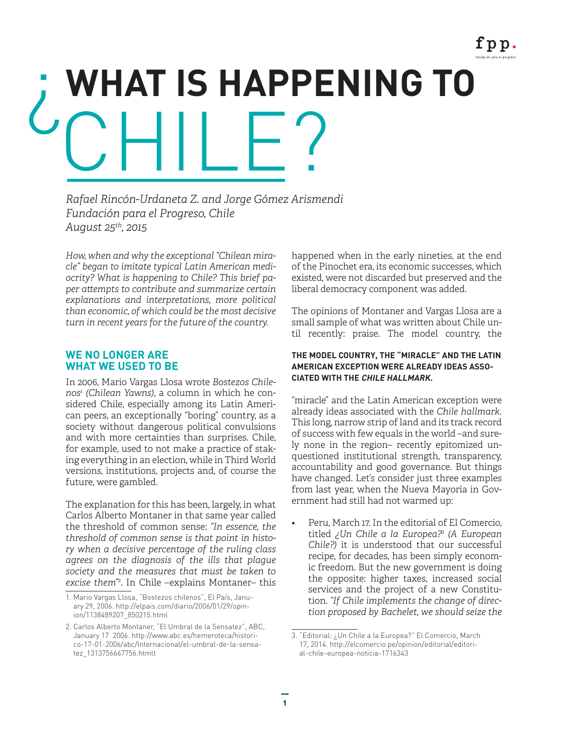# ¿WHAT IS HAPPENING TO CHILE?

*Rafael Rincón-Urdaneta Z. and Jorge Gómez Arismendi*
*Fundación para el Progreso, Chile*
*August 25th, 2015*

*How, when and why the exceptional "Chilean miracle" began to imitate typical Latin American mediocrity? What is happening to Chile? This brief paper attempts to contribute and summarize certain explanations and interpretations, more political than economic, of which could be the most decisive turn in recent years for the future of the country.*

## WE NO LONGER ARE WHAT WE USED TO BE

In 2006, Mario Vargas Llosa wrote *Bostezos Chilenos*[1] *(Chilean Yawns)*, a column in which he considered Chile, especially among its Latin American peers, an exceptionally "boring" country, as a society without dangerous political convulsions and with more certainties than surprises. Chile, for example, used to not make a practice of staking everything in an election, while in Third World versions, institutions, projects and, of course the future, were gambled.

The explanation for this has been, largely, in what Carlos Alberto Montaner in that same year called the threshold of common sense: *"In essence, the threshold of common sense is that point in history when a decisive percentage of the ruling class agrees on the diagnosis of the ills that plague society and the measures that must be taken to excise them"*[2]. In Chile –explains Montaner– this happened when in the early nineties, at the end of the Pinochet era, its economic successes, which existed, were not discarded but preserved and the liberal democracy component was added.

The opinions of Montaner and Vargas Llosa are a small sample of what was written about Chile until recently: praise. The model country, the "miracle" and the Latin American exception were already ideas associated with the *Chile hallmark*. This long, narrow strip of land and its track record of success with few equals in the world –and surely none in the region– recently epitomized unquestioned institutional strength, transparency, accountability and good governance. But things have changed. Let's consider just three examples from last year, when the Nueva Mayoría in Government had still had not warmed up:

**THE MODEL COUNTRY, THE "MIRACLE" AND THE LATIN AMERICAN EXCEPTION WERE ALREADY IDEAS ASSOCIATED WITH THE *CHILE HALLMARK.***

- Peru, March 17. In the editorial of El Comercio, titled *¿Un Chile a la Europea?*[3] *(A European Chile?)* it is understood that our successful recipe, for decades, has been simply economic freedom. But the new government is doing the opposite: higher taxes, increased social services and the project of a new Constitution. *"If Chile implements the change of direction proposed by Bachelet, we should seize the*

1. Mario Vargas Llosa, "Bostezos chilenos", El País, January 29, 2006. http://elpais.com/diario/2006/01/29/opinion/1138489207_850215.html

2. Carlos Alberto Montaner, "El Umbral de la Sensatez", ABC, January 17 2006. http://www.abc.es/hemeroteca/historico-17-01-2006/abc/Internacional/el-umbral-de-la-sensatez_1313756667756.htmlt

3. "Editorial: ¿Un Chile a la Europea?" El Comercio, March 17, 2014. http://elcomercio.pe/opinion/editorial/editorial-chile-europea-noticia-1716343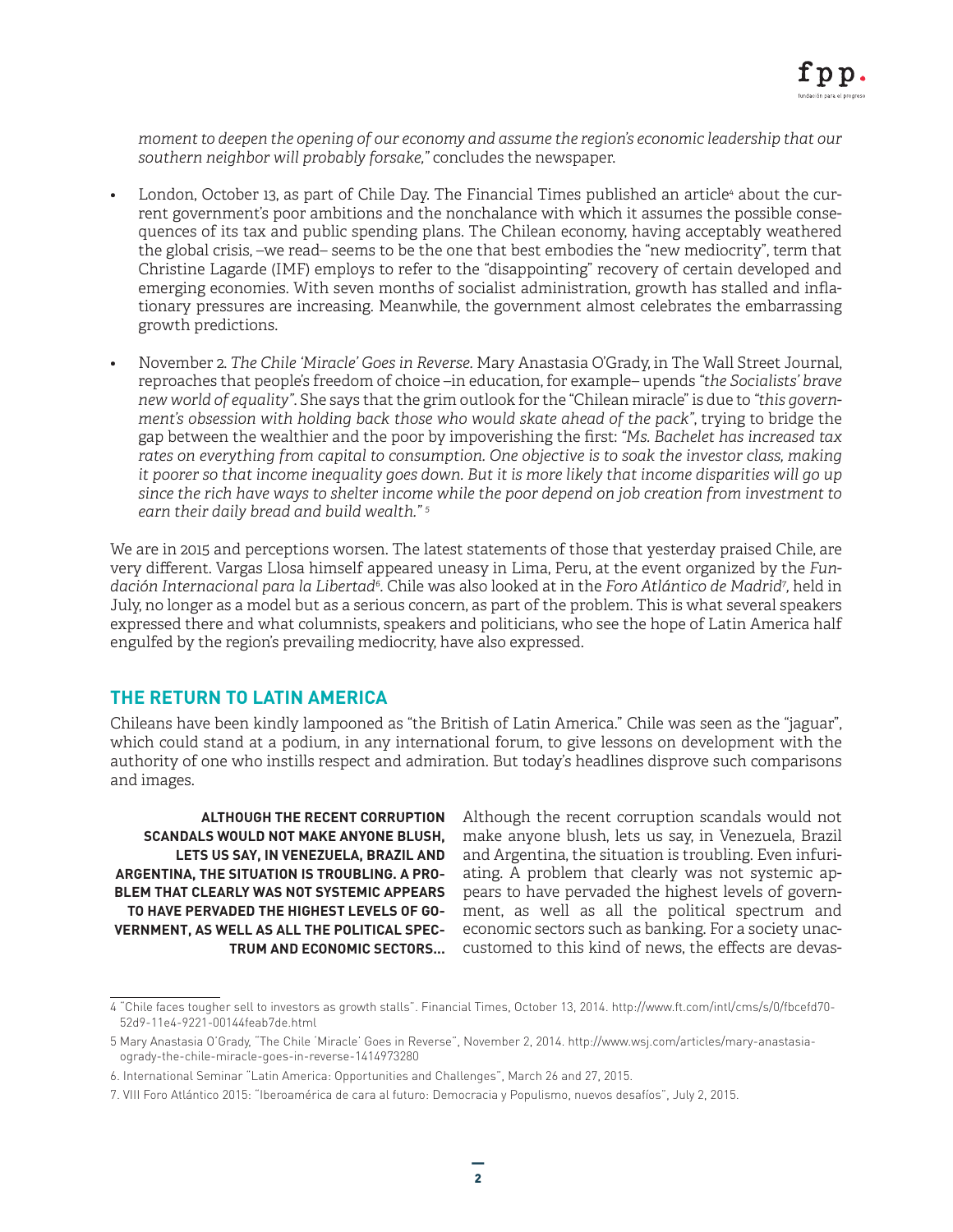*moment to deepen the opening of our economy and assume the region's economic leadership that our southern neighbor will probably forsake,"* concludes the newspaper.

- London, October 13, as part of Chile Day. The Financial Times published an article[4] about the current government's poor ambitions and the nonchalance with which it assumes the possible consequences of its tax and public spending plans. The Chilean economy, having acceptably weathered the global crisis, –we read– seems to be the one that best embodies the "new mediocrity", term that Christine Lagarde (IMF) employs to refer to the "disappointing" recovery of certain developed and emerging economies. With seven months of socialist administration, growth has stalled and inflationary pressures are increasing. Meanwhile, the government almost celebrates the embarrassing growth predictions.
- November 2. *The Chile 'Miracle' Goes in Reverse.* Mary Anastasia O'Grady, in The Wall Street Journal, reproaches that people's freedom of choice –in education, for example– upends *"the Socialists' brave new world of equality"*. She says that the grim outlook for the "Chilean miracle" is due to *"this government's obsession with holding back those who would skate ahead of the pack"*, trying to bridge the gap between the wealthier and the poor by impoverishing the first: *"Ms. Bachelet has increased tax rates on everything from capital to consumption. One objective is to soak the investor class, making it poorer so that income inequality goes down. But it is more likely that income disparities will go up since the rich have ways to shelter income while the poor depend on job creation from investment to earn their daily bread and build wealth."* [5]

We are in 2015 and perceptions worsen. The latest statements of those that yesterday praised Chile, are very different. Vargas Llosa himself appeared uneasy in Lima, Peru, at the event organized by the *Fundación Internacional para la Libertad*[6]. Chile was also looked at in the *Foro Atlántico de Madrid*[7], held in July, no longer as a model but as a serious concern, as part of the problem. This is what several speakers expressed there and what columnists, speakers and politicians, who see the hope of Latin America half engulfed by the region's prevailing mediocrity, have also expressed.

## THE RETURN TO LATIN AMERICA

Chileans have been kindly lampooned as "the British of Latin America." Chile was seen as the "jaguar", which could stand at a podium, in any international forum, to give lessons on development with the authority of one who instills respect and admiration. But today's headlines disprove such comparisons and images.

**ALTHOUGH THE RECENT CORRUPTION SCANDALS WOULD NOT MAKE ANYONE BLUSH, LETS US SAY, IN VENEZUELA, BRAZIL AND ARGENTINA, THE SITUATION IS TROUBLING. A PROBLEM THAT CLEARLY WAS NOT SYSTEMIC APPEARS TO HAVE PERVADED THE HIGHEST LEVELS OF GOVERNMENT, AS WELL AS ALL THE POLITICAL SPECTRUM AND ECONOMIC SECTORS...**

Although the recent corruption scandals would not make anyone blush, lets us say, in Venezuela, Brazil and Argentina, the situation is troubling. Even infuriating. A problem that clearly was not systemic appears to have pervaded the highest levels of government, as well as all the political spectrum and economic sectors such as banking. For a society unaccustomed to this kind of news, the effects are devas-

---

4 "Chile faces tougher sell to investors as growth stalls". Financial Times, October 13, 2014. http://www.ft.com/intl/cms/s/0/fbcefd70-52d9-11e4-9221-00144feab7de.html

5 Mary Anastasia O'Grady, "The Chile 'Miracle' Goes in Reverse", November 2, 2014. http://www.wsj.com/articles/mary-anastasia-ogrady-the-chile-miracle-goes-in-reverse-1414973280

6. International Seminar "Latin America: Opportunities and Challenges", March 26 and 27, 2015.

7. VIII Foro Atlántico 2015: "Iberoamérica de cara al futuro: Democracia y Populismo, nuevos desafíos", July 2, 2015.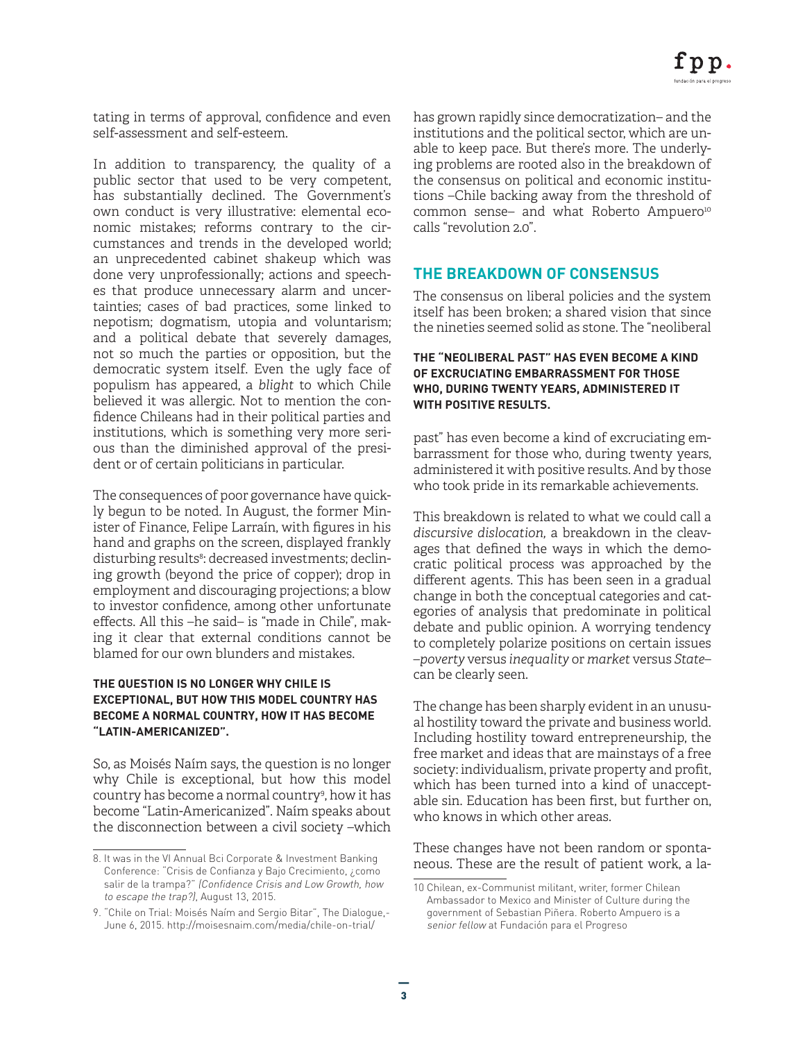tating in terms of approval, confidence and even self-assessment and self-esteem.

In addition to transparency, the quality of a public sector that used to be very competent, has substantially declined. The Government's own conduct is very illustrative: elemental economic mistakes; reforms contrary to the circumstances and trends in the developed world; an unprecedented cabinet shakeup which was done very unprofessionally; actions and speeches that produce unnecessary alarm and uncertainties; cases of bad practices, some linked to nepotism; dogmatism, utopia and voluntarism; and a political debate that severely damages, not so much the parties or opposition, but the democratic system itself. Even the ugly face of populism has appeared, a *blight* to which Chile believed it was allergic. Not to mention the confidence Chileans had in their political parties and institutions, which is something very more serious than the diminished approval of the president or of certain politicians in particular.

The consequences of poor governance have quickly begun to be noted. In August, the former Minister of Finance, Felipe Larraín, with figures in his hand and graphs on the screen, displayed frankly disturbing results[8]: decreased investments; declining growth (beyond the price of copper); drop in employment and discouraging projections; a blow to investor confidence, among other unfortunate effects. All this –he said– is "made in Chile", making it clear that external conditions cannot be blamed for our own blunders and mistakes.

**THE QUESTION IS NO LONGER WHY CHILE IS EXCEPTIONAL, BUT HOW THIS MODEL COUNTRY HAS BECOME A NORMAL COUNTRY, HOW IT HAS BECOME "LATIN-AMERICANIZED".**

So, as Moisés Naím says, the question is no longer why Chile is exceptional, but how this model country has become a normal country[9], how it has become "Latin-Americanized". Naím speaks about the disconnection between a civil society –which has grown rapidly since democratization– and the institutions and the political sector, which are unable to keep pace. But there's more. The underlying problems are rooted also in the breakdown of the consensus on political and economic institutions –Chile backing away from the threshold of common sense– and what Roberto Ampuero[10] calls "revolution 2.0".

## THE BREAKDOWN OF CONSENSUS

The consensus on liberal policies and the system itself has been broken; a shared vision that since the nineties seemed solid as stone. The "neoliberal past" has even become a kind of excruciating embarrassment for those who, during twenty years, administered it with positive results. And by those who took pride in its remarkable achievements.

**THE "NEOLIBERAL PAST" HAS EVEN BECOME A KIND OF EXCRUCIATING EMBARRASSMENT FOR THOSE WHO, DURING TWENTY YEARS, ADMINISTERED IT WITH POSITIVE RESULTS.**

This breakdown is related to what we could call a *discursive dislocation,* a breakdown in the cleavages that defined the ways in which the democratic political process was approached by the different agents. This has been seen in a gradual change in both the conceptual categories and categories of analysis that predominate in political debate and public opinion. A worrying tendency to completely polarize positions on certain issues –*poverty* versus *inequality* or *market* versus *State*– can be clearly seen.

The change has been sharply evident in an unusual hostility toward the private and business world. Including hostility toward entrepreneurship, the free market and ideas that are mainstays of a free society: individualism, private property and profit, which has been turned into a kind of unacceptable sin. Education has been first, but further on, who knows in which other areas.

These changes have not been random or spontaneous. These are the result of patient work, a la-

---

8. It was in the VI Annual Bci Corporate & Investment Banking Conference: "Crisis de Confianza y Bajo Crecimiento, ¿como salir de la trampa?" *(Confidence Crisis and Low Growth, how to escape the trap?)*, August 13, 2015.

9. "Chile on Trial: Moisés Naím and Sergio Bitar", The Dialogue,- June 6, 2015. http://moisesnaim.com/media/chile-on-trial/

10. Chilean, ex-Communist militant, writer, former Chilean Ambassador to Mexico and Minister of Culture during the government of Sebastian Piñera. Roberto Ampuero is a *senior fellow* at Fundación para el Progreso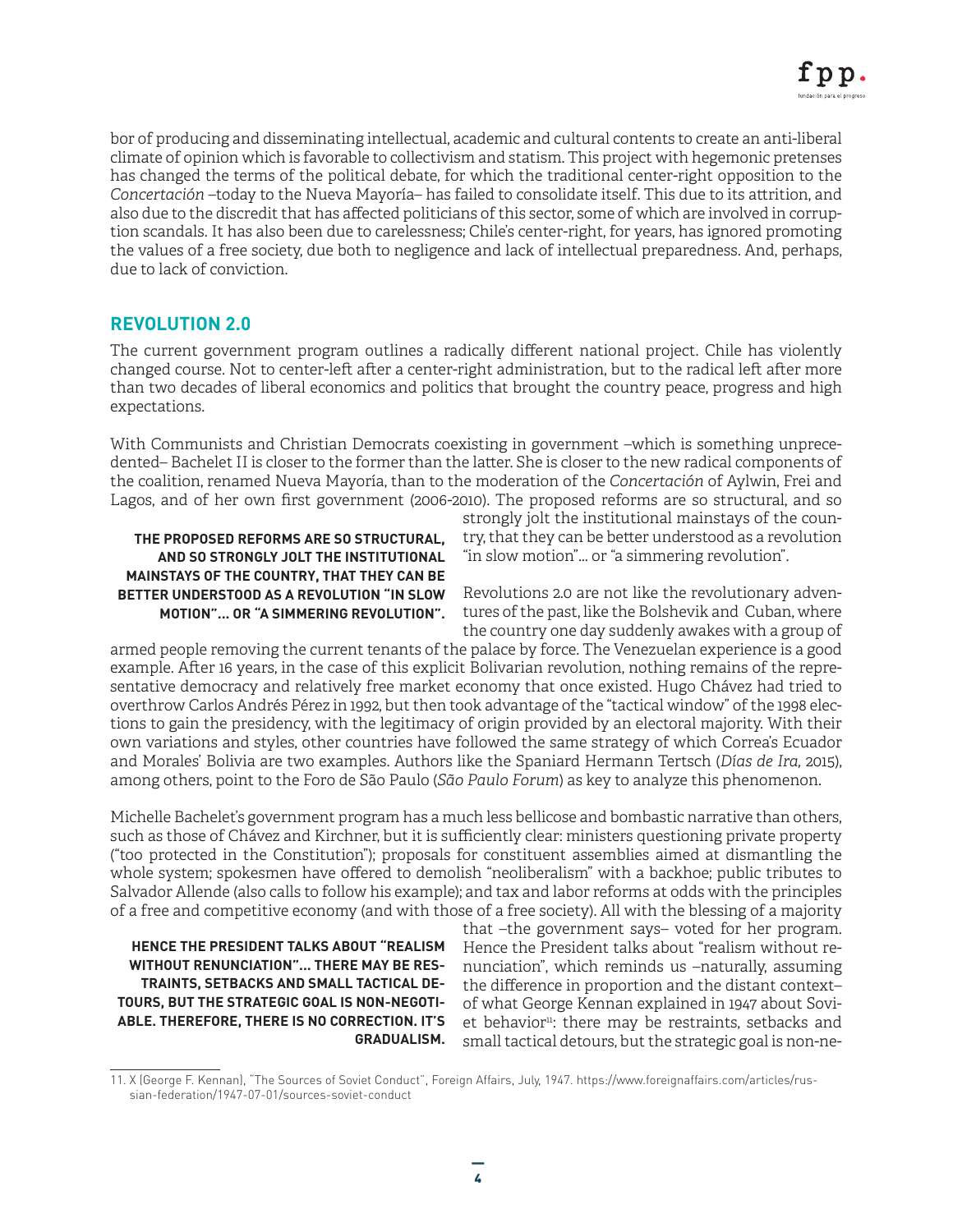bor of producing and disseminating intellectual, academic and cultural contents to create an anti-liberal climate of opinion which is favorable to collectivism and statism. This project with hegemonic pretenses has changed the terms of the political debate, for which the traditional center-right opposition to the *Concertación* –today to the Nueva Mayoría– has failed to consolidate itself. This due to its attrition, and also due to the discredit that has affected politicians of this sector, some of which are involved in corruption scandals. It has also been due to carelessness; Chile's center-right, for years, has ignored promoting the values of a free society, due both to negligence and lack of intellectual preparedness. And, perhaps, due to lack of conviction.

## REVOLUTION 2.0

The current government program outlines a radically different national project. Chile has violently changed course. Not to center-left after a center-right administration, but to the radical left after more than two decades of liberal economics and politics that brought the country peace, progress and high expectations.

With Communists and Christian Democrats coexisting in government –which is something unprecedented– Bachelet II is closer to the former than the latter. She is closer to the new radical components of the coalition, renamed Nueva Mayoría, than to the moderation of the *Concertación* of Aylwin, Frei and Lagos, and of her own first government (2006-2010). The proposed reforms are so structural, and so strongly jolt the institutional mainstays of the country, that they can be better understood as a revolution "in slow motion"... or "a simmering revolution".

**THE PROPOSED REFORMS ARE SO STRUCTURAL, AND SO STRONGLY JOLT THE INSTITUTIONAL MAINSTAYS OF THE COUNTRY, THAT THEY CAN BE BETTER UNDERSTOOD AS A REVOLUTION "IN SLOW MOTION"... OR "A SIMMERING REVOLUTION".**

Revolutions 2.0 are not like the revolutionary adventures of the past, like the Bolshevik and Cuban, where the country one day suddenly awakes with a group of armed people removing the current tenants of the palace by force. The Venezuelan experience is a good example. After 16 years, in the case of this explicit Bolivarian revolution, nothing remains of the representative democracy and relatively free market economy that once existed. Hugo Chávez had tried to overthrow Carlos Andrés Pérez in 1992, but then took advantage of the "tactical window" of the 1998 elections to gain the presidency, with the legitimacy of origin provided by an electoral majority. With their own variations and styles, other countries have followed the same strategy of which Correa's Ecuador and Morales' Bolivia are two examples. Authors like the Spaniard Hermann Tertsch (*Días de Ira,* 2015), among others, point to the Foro de São Paulo (*São Paulo Forum*) as key to analyze this phenomenon.

Michelle Bachelet's government program has a much less bellicose and bombastic narrative than others, such as those of Chávez and Kirchner, but it is sufficiently clear: ministers questioning private property ("too protected in the Constitution"); proposals for constituent assemblies aimed at dismantling the whole system; spokesmen have offered to demolish "neoliberalism" with a backhoe; public tributes to Salvador Allende (also calls to follow his example); and tax and labor reforms at odds with the principles of a free and competitive economy (and with those of a free society). All with the blessing of a majority that –the government says– voted for her program. Hence the President talks about "realism without renunciation", which reminds us –naturally, assuming the difference in proportion and the distant context– of what George Kennan explained in 1947 about Soviet behavior[11]: there may be restraints, setbacks and small tactical detours, but the strategic goal is non-ne-

**HENCE THE PRESIDENT TALKS ABOUT "REALISM WITHOUT RENUNCIATION"... THERE MAY BE RESTRAINTS, SETBACKS AND SMALL TACTICAL DETOURS, BUT THE STRATEGIC GOAL IS NON-NEGOTIABLE. THEREFORE, THERE IS NO CORRECTION. IT'S GRADUALISM.**

11. X (George F. Kennan), "The Sources of Soviet Conduct", Foreign Affairs, July, 1947. https://www.foreignaffairs.com/articles/russian-federation/1947-07-01/sources-soviet-conduct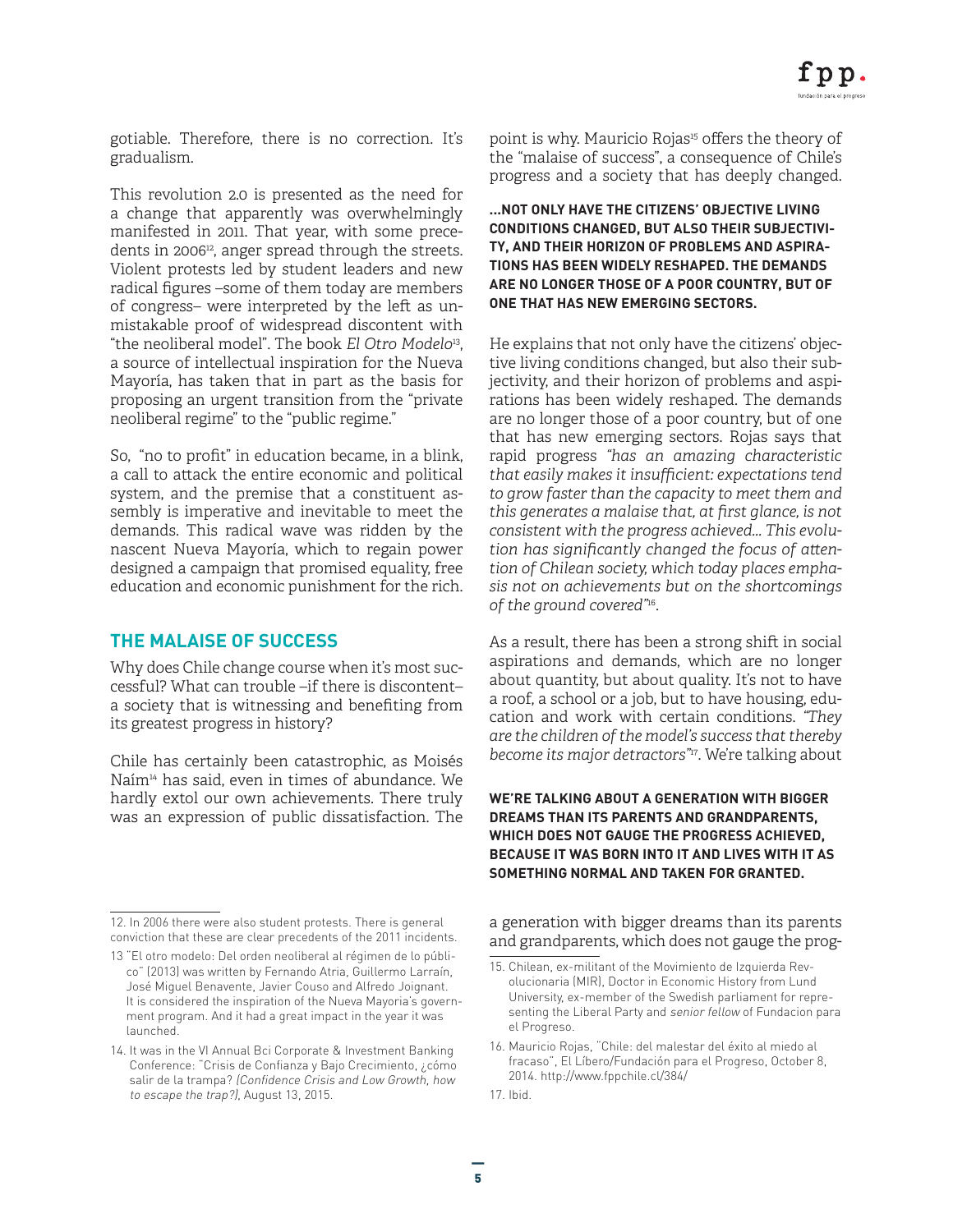gotiable. Therefore, there is no correction. It's gradualism.

This revolution 2.0 is presented as the need for a change that apparently was overwhelmingly manifested in 2011. That year, with some precedents in 2006[12], anger spread through the streets. Violent protests led by student leaders and new radical figures –some of them today are members of congress– were interpreted by the left as unmistakable proof of widespread discontent with "the neoliberal model". The book *El Otro Modelo*[13], a source of intellectual inspiration for the Nueva Mayoría, has taken that in part as the basis for proposing an urgent transition from the "private neoliberal regime" to the "public regime."

So, "no to profit" in education became, in a blink, a call to attack the entire economic and political system, and the premise that a constituent assembly is imperative and inevitable to meet the demands. This radical wave was ridden by the nascent Nueva Mayoría, which to regain power designed a campaign that promised equality, free education and economic punishment for the rich.

## THE MALAISE OF SUCCESS

Why does Chile change course when it's most successful? What can trouble –if there is discontent– a society that is witnessing and benefiting from its greatest progress in history?

Chile has certainly been catastrophic, as Moisés Naím[14] has said, even in times of abundance. We hardly extol our own achievements. There truly was an expression of public dissatisfaction. The point is why. Mauricio Rojas[15] offers the theory of the "malaise of success", a consequence of Chile's progress and a society that has deeply changed.

**...NOT ONLY HAVE THE CITIZENS' OBJECTIVE LIVING CONDITIONS CHANGED, BUT ALSO THEIR SUBJECTIVITY, AND THEIR HORIZON OF PROBLEMS AND ASPIRATIONS HAS BEEN WIDELY RESHAPED. THE DEMANDS ARE NO LONGER THOSE OF A POOR COUNTRY, BUT OF ONE THAT HAS NEW EMERGING SECTORS.**

He explains that not only have the citizens' objective living conditions changed, but also their subjectivity, and their horizon of problems and aspirations has been widely reshaped. The demands are no longer those of a poor country, but of one that has new emerging sectors. Rojas says that rapid progress *"has an amazing characteristic that easily makes it insufficient: expectations tend to grow faster than the capacity to meet them and this generates a malaise that, at first glance, is not consistent with the progress achieved... This evolution has significantly changed the focus of attention of Chilean society, which today places emphasis not on achievements but on the shortcomings of the ground covered"*[16].

As a result, there has been a strong shift in social aspirations and demands, which are no longer about quantity, but about quality. It's not to have a roof, a school or a job, but to have housing, education and work with certain conditions. *"They are the children of the model's success that thereby become its major detractors"*[17]. We're talking about a generation with bigger dreams than its parents and grandparents, which does not gauge the prog-

**WE'RE TALKING ABOUT A GENERATION WITH BIGGER DREAMS THAN ITS PARENTS AND GRANDPARENTS, WHICH DOES NOT GAUGE THE PROGRESS ACHIEVED, BECAUSE IT WAS BORN INTO IT AND LIVES WITH IT AS SOMETHING NORMAL AND TAKEN FOR GRANTED.**

---

12. In 2006 there were also student protests. There is general conviction that these are clear precedents of the 2011 incidents.

13 "El otro modelo: Del orden neoliberal al régimen de lo público" (2013) was written by Fernando Atria, Guillermo Larraín, José Miguel Benavente, Javier Couso and Alfredo Joignant. It is considered the inspiration of the Nueva Mayoria's government program. And it had a great impact in the year it was launched.

14. It was in the VI Annual Bci Corporate & Investment Banking Conference: "Crisis de Confianza y Bajo Crecimiento, ¿cómo salir de la trampa? *(Confidence Crisis and Low Growth, how to escape the trap?)*, August 13, 2015.

15. Chilean, ex-militant of the Movimiento de Izquierda Revolucionaria (MIR), Doctor in Economic History from Lund University, ex-member of the Swedish parliament for representing the Liberal Party and *senior fellow* of Fundacion para el Progreso.

16. Mauricio Rojas, "Chile: del malestar del éxito al miedo al fracaso", El Líbero/Fundación para el Progreso, October 8, 2014. http://www.fppchile.cl/384/

17. Ibid.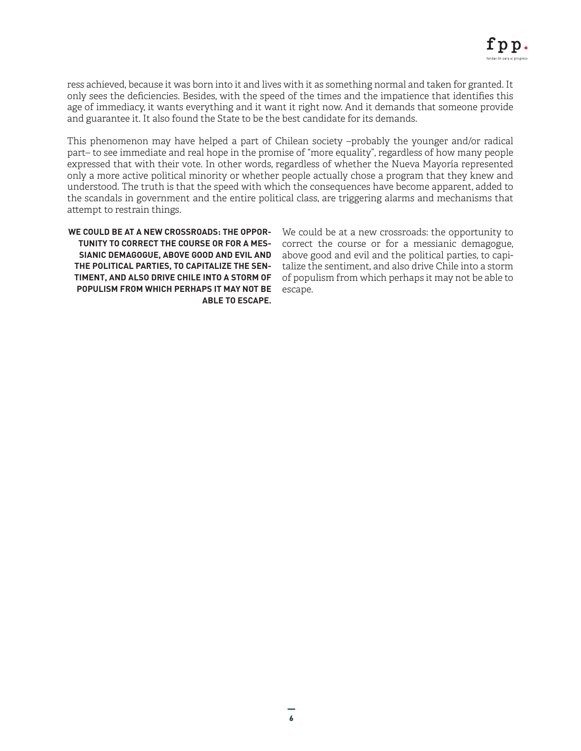ress achieved, because it was born into it and lives with it as something normal and taken for granted. It only sees the deficiencies. Besides, with the speed of the times and the impatience that identifies this age of immediacy, it wants everything and it want it right now. And it demands that someone provide and guarantee it. It also found the State to be the best candidate for its demands.

This phenomenon may have helped a part of Chilean society –probably the younger and/or radical part– to see immediate and real hope in the promise of "more equality", regardless of how many people expressed that with their vote. In other words, regardless of whether the Nueva Mayoría represented only a more active political minority or whether people actually chose a program that they knew and understood. The truth is that the speed with which the consequences have become apparent, added to the scandals in government and the entire political class, are triggering alarms and mechanisms that attempt to restrain things.

**WE COULD BE AT A NEW CROSSROADS: THE OPPORTUNITY TO CORRECT THE COURSE OR FOR A MESSIANIC DEMAGOGUE, ABOVE GOOD AND EVIL AND THE POLITICAL PARTIES, TO CAPITALIZE THE SENTIMENT, AND ALSO DRIVE CHILE INTO A STORM OF POPULISM FROM WHICH PERHAPS IT MAY NOT BE ABLE TO ESCAPE.**

We could be at a new crossroads: the opportunity to correct the course or for a messianic demagogue, above good and evil and the political parties, to capitalize the sentiment, and also drive Chile into a storm of populism from which perhaps it may not be able to escape.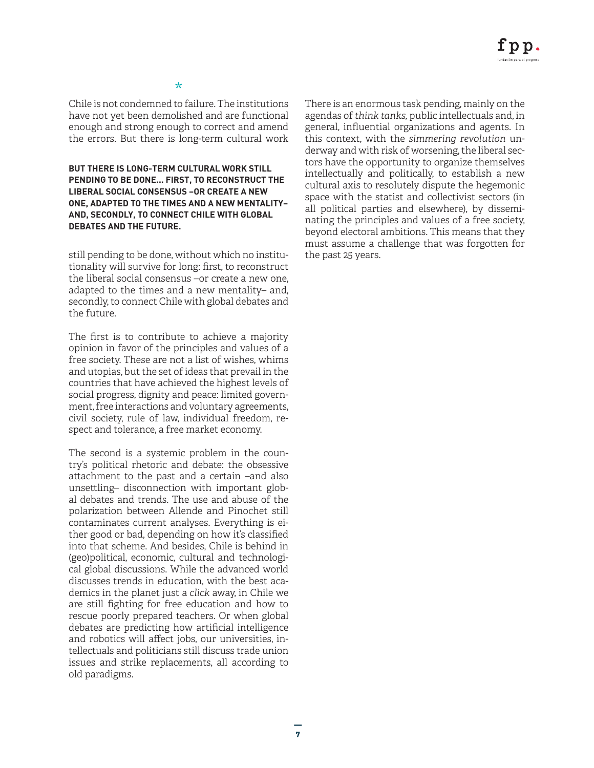*

Chile is not condemned to failure. The institutions have not yet been demolished and are functional enough and strong enough to correct and amend the errors. But there is long-term cultural work still pending to be done, without which no institutionality will survive for long: first, to reconstruct the liberal social consensus –or create a new one, adapted to the times and a new mentality– and, secondly, to connect Chile with global debates and the future.

**BUT THERE IS LONG-TERM CULTURAL WORK STILL PENDING TO BE DONE... FIRST, TO RECONSTRUCT THE LIBERAL SOCIAL CONSENSUS –OR CREATE A NEW ONE, ADAPTED TO THE TIMES AND A NEW MENTALITY– AND, SECONDLY, TO CONNECT CHILE WITH GLOBAL DEBATES AND THE FUTURE.**

The first is to contribute to achieve a majority opinion in favor of the principles and values of a free society. These are not a list of wishes, whims and utopias, but the set of ideas that prevail in the countries that have achieved the highest levels of social progress, dignity and peace: limited government, free interactions and voluntary agreements, civil society, rule of law, individual freedom, respect and tolerance, a free market economy.

The second is a systemic problem in the country's political rhetoric and debate: the obsessive attachment to the past and a certain –and also unsettling– disconnection with important global debates and trends. The use and abuse of the polarization between Allende and Pinochet still contaminates current analyses. Everything is either good or bad, depending on how it's classified into that scheme. And besides, Chile is behind in (geo)political, economic, cultural and technological global discussions. While the advanced world discusses trends in education, with the best academics in the planet just a *click* away, in Chile we are still fighting for free education and how to rescue poorly prepared teachers. Or when global debates are predicting how artificial intelligence and robotics will affect jobs, our universities, intellectuals and politicians still discuss trade union issues and strike replacements, all according to old paradigms.

There is an enormous task pending, mainly on the agendas of *think tanks,* public intellectuals and, in general, influential organizations and agents. In this context, with the *simmering revolution* underway and with risk of worsening, the liberal sectors have the opportunity to organize themselves intellectually and politically, to establish a new cultural axis to resolutely dispute the hegemonic space with the statist and collectivist sectors (in all political parties and elsewhere), by disseminating the principles and values of a free society, beyond electoral ambitions. This means that they must assume a challenge that was forgotten for the past 25 years.